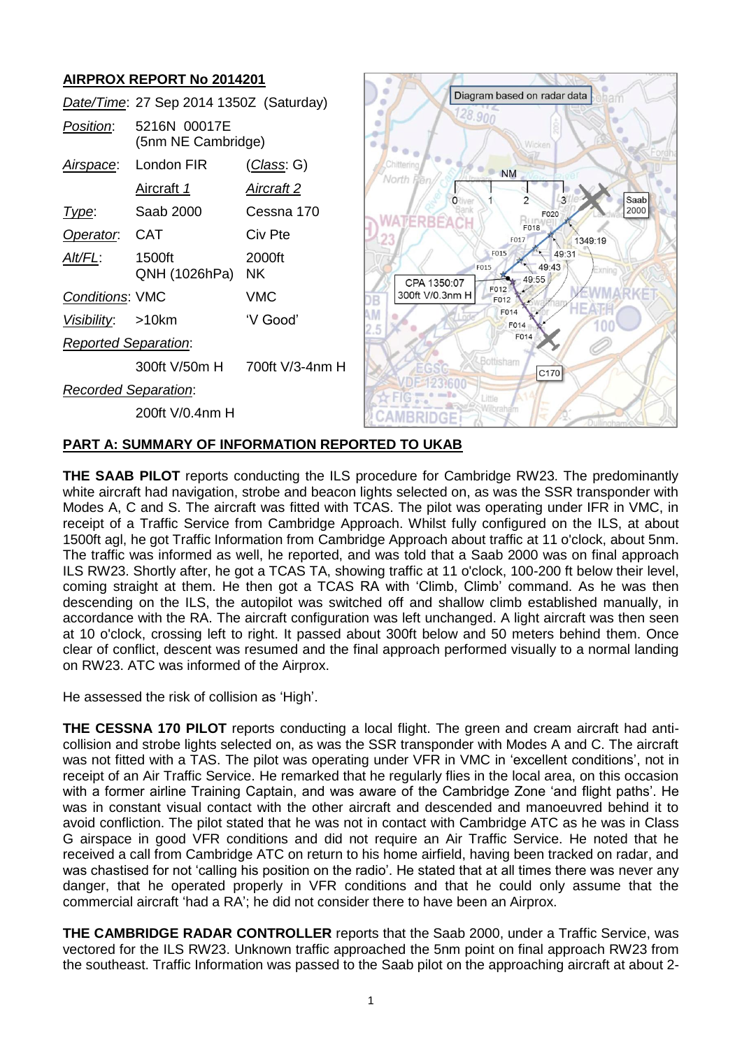## AIRPROX REPORT No 2014201

| | | |
|---|---|---|
| *Date/Time*: | 27 Sep 2014 1350Z (Saturday) | |
| *Position*: | 5216N 00017E (5nm NE Cambridge) | |
| *Airspace*: | London FIR | (*Class*: G) |
| | Aircraft 1 | Aircraft 2 |
| *Type*: | Saab 2000 | Cessna 170 |
| *Operator*: | CAT | Civ Pte |
| *Alt/FL*: | 1500ft QNH (1026hPa) | 2000ft NK |
| *Conditions*: | VMC | VMC |
| *Visibility*: | >10km | 'V Good' |
| *Reported Separation*: | | |
| | 300ft V/50m H | 700ft V/3-4nm H |
| *Recorded Separation*: | | |
| | 200ft V/0.4nm H | |

## PART A: SUMMARY OF INFORMATION REPORTED TO UKAB

**THE SAAB PILOT** reports conducting the ILS procedure for Cambridge RW23. The predominantly white aircraft had navigation, strobe and beacon lights selected on, as was the SSR transponder with Modes A, C and S. The aircraft was fitted with TCAS. The pilot was operating under IFR in VMC, in receipt of a Traffic Service from Cambridge Approach. Whilst fully configured on the ILS, at about 1500ft agl, he got Traffic Information from Cambridge Approach about traffic at 11 o'clock, about 5nm. The traffic was informed as well, he reported, and was told that a Saab 2000 was on final approach ILS RW23. Shortly after, he got a TCAS TA, showing traffic at 11 o'clock, 100-200 ft below their level, coming straight at them. He then got a TCAS RA with 'Climb, Climb' command. As he was then descending on the ILS, the autopilot was switched off and shallow climb established manually, in accordance with the RA. The aircraft configuration was left unchanged. A light aircraft was then seen at 10 o'clock, crossing left to right. It passed about 300ft below and 50 meters behind them. Once clear of conflict, descent was resumed and the final approach performed visually to a normal landing on RW23. ATC was informed of the Airprox.

He assessed the risk of collision as 'High'.

**THE CESSNA 170 PILOT** reports conducting a local flight. The green and cream aircraft had anti-collision and strobe lights selected on, as was the SSR transponder with Modes A and C. The aircraft was not fitted with a TAS. The pilot was operating under VFR in VMC in 'excellent conditions', not in receipt of an Air Traffic Service. He remarked that he regularly flies in the local area, on this occasion with a former airline Training Captain, and was aware of the Cambridge Zone 'and flight paths'. He was in constant visual contact with the other aircraft and descended and manoeuvred behind it to avoid confliction. The pilot stated that he was not in contact with Cambridge ATC as he was in Class G airspace in good VFR conditions and did not require an Air Traffic Service. He noted that he received a call from Cambridge ATC on return to his home airfield, having been tracked on radar, and was chastised for not 'calling his position on the radio'. He stated that at all times there was never any danger, that he operated properly in VFR conditions and that he could only assume that the commercial aircraft 'had a RA'; he did not consider there to have been an Airprox.

**THE CAMBRIDGE RADAR CONTROLLER** reports that the Saab 2000, under a Traffic Service, was vectored for the ILS RW23. Unknown traffic approached the 5nm point on final approach RW23 from the southeast. Traffic Information was passed to the Saab pilot on the approaching aircraft at about 2-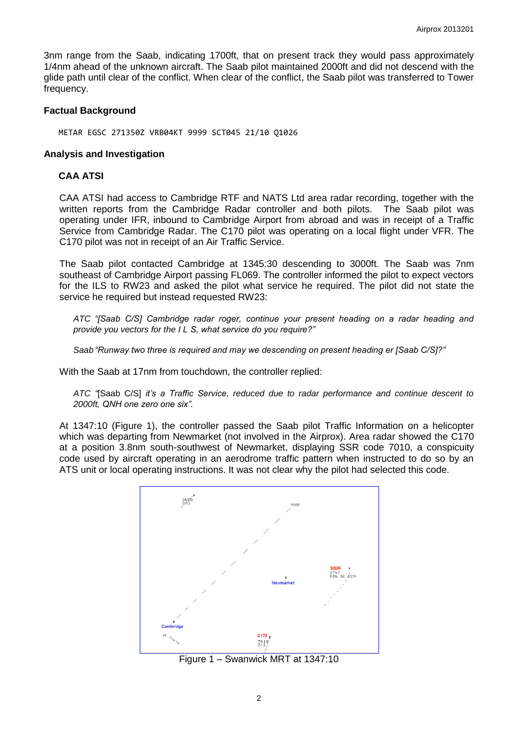3nm range from the Saab, indicating 1700ft, that on present track they would pass approximately 1/4nm ahead of the unknown aircraft. The Saab pilot maintained 2000ft and did not descend with the glide path until clear of the conflict. When clear of the conflict, the Saab pilot was transferred to Tower frequency.

### Factual Background

```
METAR EGSC 271350Z VRB04KT 9999 SCT045 21/10 Q1026
```

### Analysis and Investigation

#### CAA ATSI

CAA ATSI had access to Cambridge RTF and NATS Ltd area radar recording, together with the written reports from the Cambridge Radar controller and both pilots. The Saab pilot was operating under IFR, inbound to Cambridge Airport from abroad and was in receipt of a Traffic Service from Cambridge Radar. The C170 pilot was operating on a local flight under VFR. The C170 pilot was not in receipt of an Air Traffic Service.

The Saab pilot contacted Cambridge at 1345:30 descending to 3000ft. The Saab was 7nm southeast of Cambridge Airport passing FL069. The controller informed the pilot to expect vectors for the ILS to RW23 and asked the pilot what service he required. The pilot did not state the service he required but instead requested RW23:

*ATC "[Saab C/S] Cambridge radar roger, continue your present heading on a radar heading and provide you vectors for the I L S, what service do you require?"*

*Saab "Runway two three is required and may we descending on present heading er [Saab C/S]?"*

With the Saab at 17nm from touchdown, the controller replied:

*ATC "*[Saab C/S] *it's a Traffic Service, reduced due to radar performance and continue descent to 2000ft, QNH one zero one six".*

At 1347:10 (Figure 1), the controller passed the Saab pilot Traffic Information on a helicopter which was departing from Newmarket (not involved in the Airprox). Area radar showed the C170 at a position 3.8nm south-southwest of Newmarket, displaying SSR code 7010, a conspicuity code used by aircraft operating in an aerodrome traffic pattern when instructed to do so by an ATS unit or local operating instructions. It was not clear why the pilot had selected this code.

Figure 1 – Swanwick MRT at 1347:10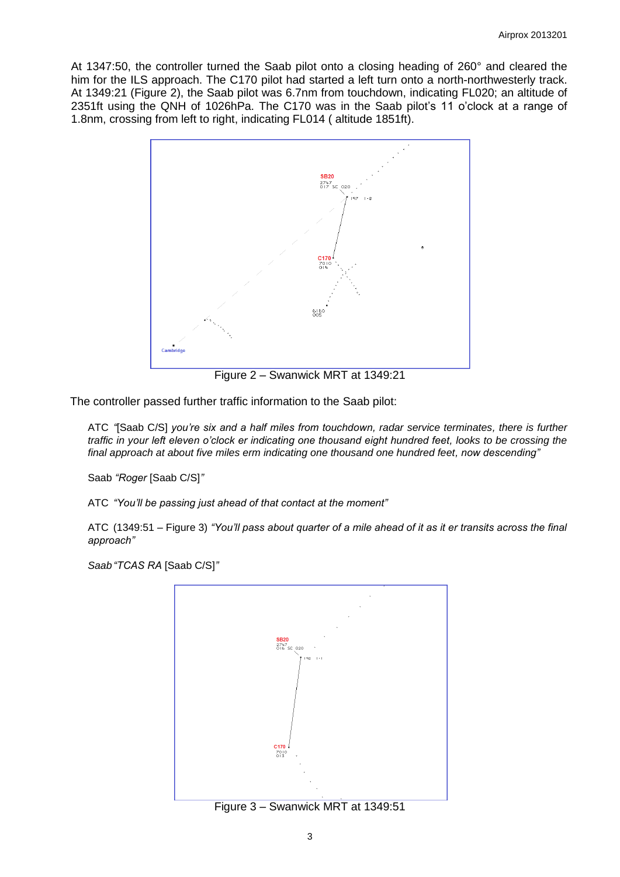At 1347:50, the controller turned the Saab pilot onto a closing heading of 260° and cleared the him for the ILS approach. The C170 pilot had started a left turn onto a north-northwesterly track. At 1349:21 (Figure 2), the Saab pilot was 6.7nm from touchdown, indicating FL020; an altitude of 2351ft using the QNH of 1026hPa. The C170 was in the Saab pilot's 11 o'clock at a range of 1.8nm, crossing from left to right, indicating FL014 ( altitude 1851ft).

Figure 2 – Swanwick MRT at 1349:21

The controller passed further traffic information to the Saab pilot:

> ATC *"*[Saab C/S] *you're six and a half miles from touchdown, radar service terminates, there is further traffic in your left eleven o'clock er indicating one thousand eight hundred feet, looks to be crossing the final approach at about five miles erm indicating one thousand one hundred feet, now descending"*
>
> Saab *"Roger* [Saab C/S]*"*
>
> ATC *"You'll be passing just ahead of that contact at the moment"*
>
> ATC (1349:51 – Figure 3) *"You'll pass about quarter of a mile ahead of it as it er transits across the final approach"*
>
> *Saab "TCAS RA* [Saab C/S]*"*

Figure 3 – Swanwick MRT at 1349:51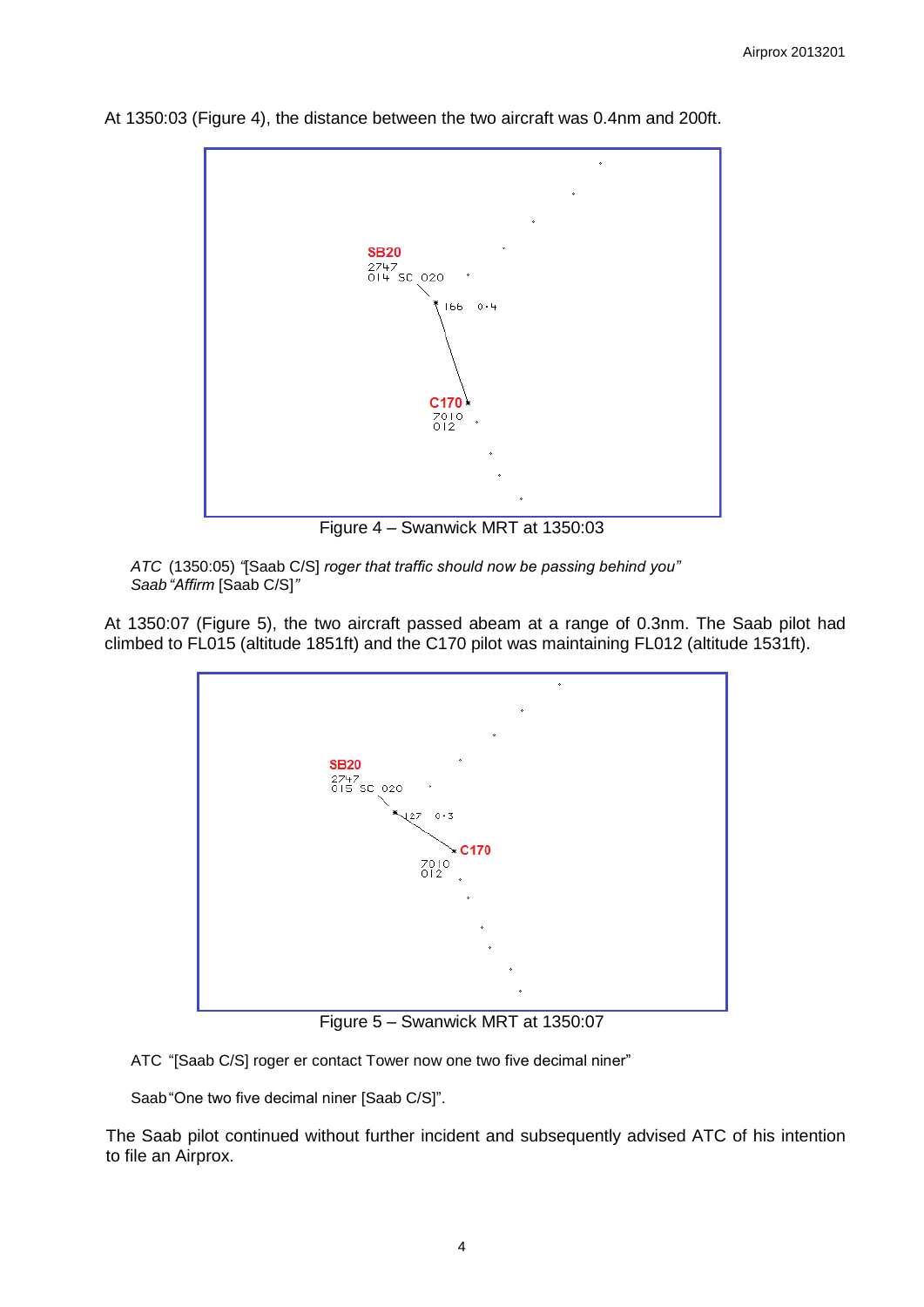At 1350:03 (Figure 4), the distance between the two aircraft was 0.4nm and 200ft.

Figure 4 – Swanwick MRT at 1350:03

> *ATC* (1350:05) *"*[Saab C/S] *roger that traffic should now be passing behind you"*
> *Saab "Affirm* [Saab C/S]*"*

At 1350:07 (Figure 5), the two aircraft passed abeam at a range of 0.3nm. The Saab pilot had climbed to FL015 (altitude 1851ft) and the C170 pilot was maintaining FL012 (altitude 1531ft).

Figure 5 – Swanwick MRT at 1350:07

> ATC "[Saab C/S] roger er contact Tower now one two five decimal niner"
>
> Saab "One two five decimal niner [Saab C/S]".

The Saab pilot continued without further incident and subsequently advised ATC of his intention to file an Airprox.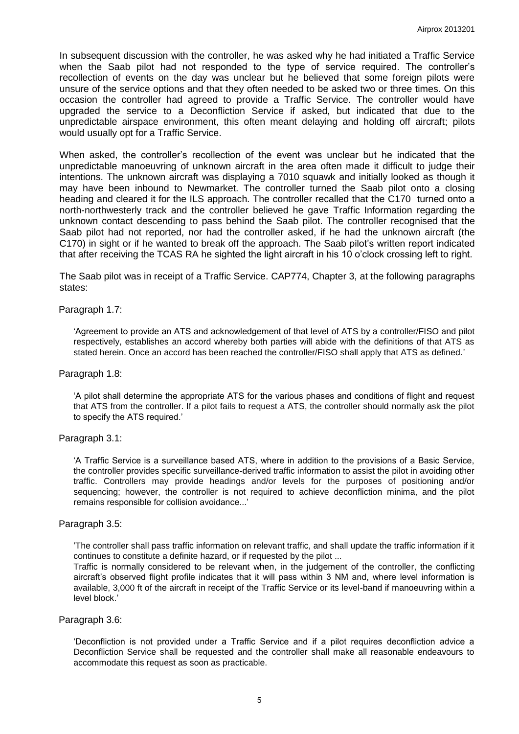In subsequent discussion with the controller, he was asked why he had initiated a Traffic Service when the Saab pilot had not responded to the type of service required. The controller's recollection of events on the day was unclear but he believed that some foreign pilots were unsure of the service options and that they often needed to be asked two or three times. On this occasion the controller had agreed to provide a Traffic Service. The controller would have upgraded the service to a Deconfliction Service if asked, but indicated that due to the unpredictable airspace environment, this often meant delaying and holding off aircraft; pilots would usually opt for a Traffic Service.

When asked, the controller's recollection of the event was unclear but he indicated that the unpredictable manoeuvring of unknown aircraft in the area often made it difficult to judge their intentions. The unknown aircraft was displaying a 7010 squawk and initially looked as though it may have been inbound to Newmarket. The controller turned the Saab pilot onto a closing heading and cleared it for the ILS approach. The controller recalled that the C170 turned onto a north-northwesterly track and the controller believed he gave Traffic Information regarding the unknown contact descending to pass behind the Saab pilot. The controller recognised that the Saab pilot had not reported, nor had the controller asked, if he had the unknown aircraft (the C170) in sight or if he wanted to break off the approach. The Saab pilot's written report indicated that after receiving the TCAS RA he sighted the light aircraft in his 10 o'clock crossing left to right.

The Saab pilot was in receipt of a Traffic Service. CAP774, Chapter 3, at the following paragraphs states:

Paragraph 1.7:

> 'Agreement to provide an ATS and acknowledgement of that level of ATS by a controller/FISO and pilot respectively, establishes an accord whereby both parties will abide with the definitions of that ATS as stated herein. Once an accord has been reached the controller/FISO shall apply that ATS as defined.'

Paragraph 1.8:

> 'A pilot shall determine the appropriate ATS for the various phases and conditions of flight and request that ATS from the controller. If a pilot fails to request a ATS, the controller should normally ask the pilot to specify the ATS required.'

Paragraph 3.1:

> 'A Traffic Service is a surveillance based ATS, where in addition to the provisions of a Basic Service, the controller provides specific surveillance-derived traffic information to assist the pilot in avoiding other traffic. Controllers may provide headings and/or levels for the purposes of positioning and/or sequencing; however, the controller is not required to achieve deconfliction minima, and the pilot remains responsible for collision avoidance...'

Paragraph 3.5:

> 'The controller shall pass traffic information on relevant traffic, and shall update the traffic information if it continues to constitute a definite hazard, or if requested by the pilot ...
>
> Traffic is normally considered to be relevant when, in the judgement of the controller, the conflicting aircraft's observed flight profile indicates that it will pass within 3 NM and, where level information is available, 3,000 ft of the aircraft in receipt of the Traffic Service or its level-band if manoeuvring within a level block.'

Paragraph 3.6:

> 'Deconfliction is not provided under a Traffic Service and if a pilot requires deconfliction advice a Deconfliction Service shall be requested and the controller shall make all reasonable endeavours to accommodate this request as soon as practicable.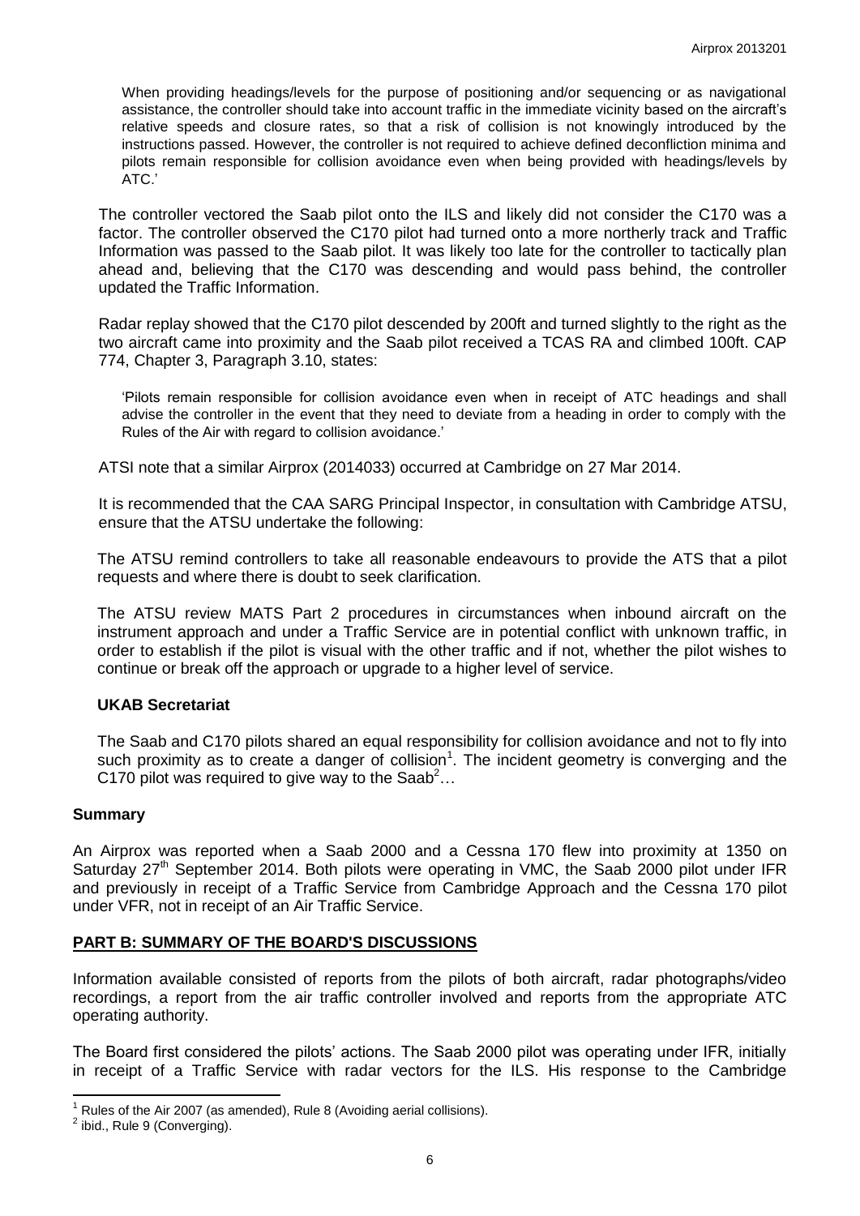When providing headings/levels for the purpose of positioning and/or sequencing or as navigational assistance, the controller should take into account traffic in the immediate vicinity based on the aircraft's relative speeds and closure rates, so that a risk of collision is not knowingly introduced by the instructions passed. However, the controller is not required to achieve defined deconfliction minima and pilots remain responsible for collision avoidance even when being provided with headings/levels by ATC.'

The controller vectored the Saab pilot onto the ILS and likely did not consider the C170 was a factor. The controller observed the C170 pilot had turned onto a more northerly track and Traffic Information was passed to the Saab pilot. It was likely too late for the controller to tactically plan ahead and, believing that the C170 was descending and would pass behind, the controller updated the Traffic Information.

Radar replay showed that the C170 pilot descended by 200ft and turned slightly to the right as the two aircraft came into proximity and the Saab pilot received a TCAS RA and climbed 100ft. CAP 774, Chapter 3, Paragraph 3.10, states:

'Pilots remain responsible for collision avoidance even when in receipt of ATC headings and shall advise the controller in the event that they need to deviate from a heading in order to comply with the Rules of the Air with regard to collision avoidance.'

ATSI note that a similar Airprox (2014033) occurred at Cambridge on 27 Mar 2014.

It is recommended that the CAA SARG Principal Inspector, in consultation with Cambridge ATSU, ensure that the ATSU undertake the following:

The ATSU remind controllers to take all reasonable endeavours to provide the ATS that a pilot requests and where there is doubt to seek clarification.

The ATSU review MATS Part 2 procedures in circumstances when inbound aircraft on the instrument approach and under a Traffic Service are in potential conflict with unknown traffic, in order to establish if the pilot is visual with the other traffic and if not, whether the pilot wishes to continue or break off the approach or upgrade to a higher level of service.

### UKAB Secretariat

The Saab and C170 pilots shared an equal responsibility for collision avoidance and not to fly into such proximity as to create a danger of collision[1]. The incident geometry is converging and the C170 pilot was required to give way to the Saab[2]…

## Summary

An Airprox was reported when a Saab 2000 and a Cessna 170 flew into proximity at 1350 on Saturday 27th September 2014. Both pilots were operating in VMC, the Saab 2000 pilot under IFR and previously in receipt of a Traffic Service from Cambridge Approach and the Cessna 170 pilot under VFR, not in receipt of an Air Traffic Service.

## PART B: SUMMARY OF THE BOARD'S DISCUSSIONS

Information available consisted of reports from the pilots of both aircraft, radar photographs/video recordings, a report from the air traffic controller involved and reports from the appropriate ATC operating authority.

The Board first considered the pilots' actions. The Saab 2000 pilot was operating under IFR, initially in receipt of a Traffic Service with radar vectors for the ILS. His response to the Cambridge

[1] Rules of the Air 2007 (as amended), Rule 8 (Avoiding aerial collisions).

[2] ibid., Rule 9 (Converging).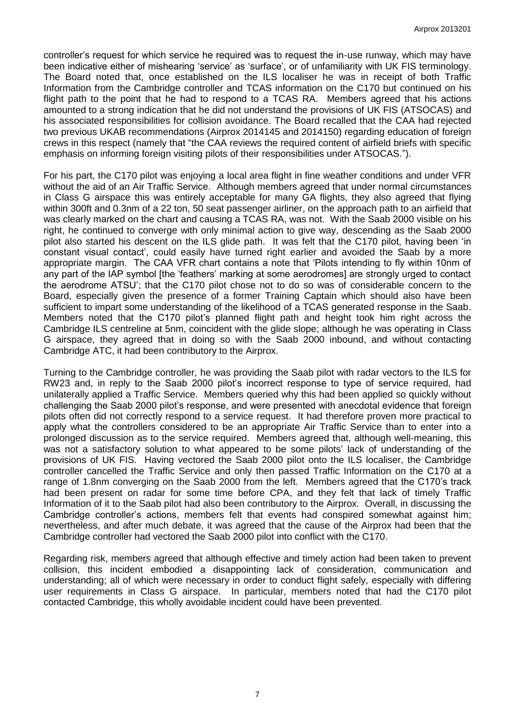controller's request for which service he required was to request the in-use runway, which may have been indicative either of mishearing 'service' as 'surface', or of unfamiliarity with UK FIS terminology. The Board noted that, once established on the ILS localiser he was in receipt of both Traffic Information from the Cambridge controller and TCAS information on the C170 but continued on his flight path to the point that he had to respond to a TCAS RA. Members agreed that his actions amounted to a strong indication that he did not understand the provisions of UK FIS (ATSOCAS) and his associated responsibilities for collision avoidance. The Board recalled that the CAA had rejected two previous UKAB recommendations (Airprox 2014145 and 2014150) regarding education of foreign crews in this respect (namely that "the CAA reviews the required content of airfield briefs with specific emphasis on informing foreign visiting pilots of their responsibilities under ATSOCAS.").

For his part, the C170 pilot was enjoying a local area flight in fine weather conditions and under VFR without the aid of an Air Traffic Service. Although members agreed that under normal circumstances in Class G airspace this was entirely acceptable for many GA flights, they also agreed that flying within 300ft and 0.3nm of a 22 ton, 50 seat passenger airliner, on the approach path to an airfield that was clearly marked on the chart and causing a TCAS RA, was not. With the Saab 2000 visible on his right, he continued to converge with only minimal action to give way, descending as the Saab 2000 pilot also started his descent on the ILS glide path. It was felt that the C170 pilot, having been 'in constant visual contact', could easily have turned right earlier and avoided the Saab by a more appropriate margin. The CAA VFR chart contains a note that 'Pilots intending to fly within 10nm of any part of the IAP symbol [the 'feathers' marking at some aerodromes] are strongly urged to contact the aerodrome ATSU'; that the C170 pilot chose not to do so was of considerable concern to the Board, especially given the presence of a former Training Captain which should also have been sufficient to impart some understanding of the likelihood of a TCAS generated response in the Saab. Members noted that the C170 pilot's planned flight path and height took him right across the Cambridge ILS centreline at 5nm, coincident with the glide slope; although he was operating in Class G airspace, they agreed that in doing so with the Saab 2000 inbound, and without contacting Cambridge ATC, it had been contributory to the Airprox.

Turning to the Cambridge controller, he was providing the Saab pilot with radar vectors to the ILS for RW23 and, in reply to the Saab 2000 pilot's incorrect response to type of service required, had unilaterally applied a Traffic Service. Members queried why this had been applied so quickly without challenging the Saab 2000 pilot's response, and were presented with anecdotal evidence that foreign pilots often did not correctly respond to a service request. It had therefore proven more practical to apply what the controllers considered to be an appropriate Air Traffic Service than to enter into a prolonged discussion as to the service required. Members agreed that, although well-meaning, this was not a satisfactory solution to what appeared to be some pilots' lack of understanding of the provisions of UK FIS. Having vectored the Saab 2000 pilot onto the ILS localiser, the Cambridge controller cancelled the Traffic Service and only then passed Traffic Information on the C170 at a range of 1.8nm converging on the Saab 2000 from the left. Members agreed that the C170's track had been present on radar for some time before CPA, and they felt that lack of timely Traffic Information of it to the Saab pilot had also been contributory to the Airprox. Overall, in discussing the Cambridge controller's actions, members felt that events had conspired somewhat against him; nevertheless, and after much debate, it was agreed that the cause of the Airprox had been that the Cambridge controller had vectored the Saab 2000 pilot into conflict with the C170.

Regarding risk, members agreed that although effective and timely action had been taken to prevent collision, this incident embodied a disappointing lack of consideration, communication and understanding; all of which were necessary in order to conduct flight safely, especially with differing user requirements in Class G airspace. In particular, members noted that had the C170 pilot contacted Cambridge, this wholly avoidable incident could have been prevented.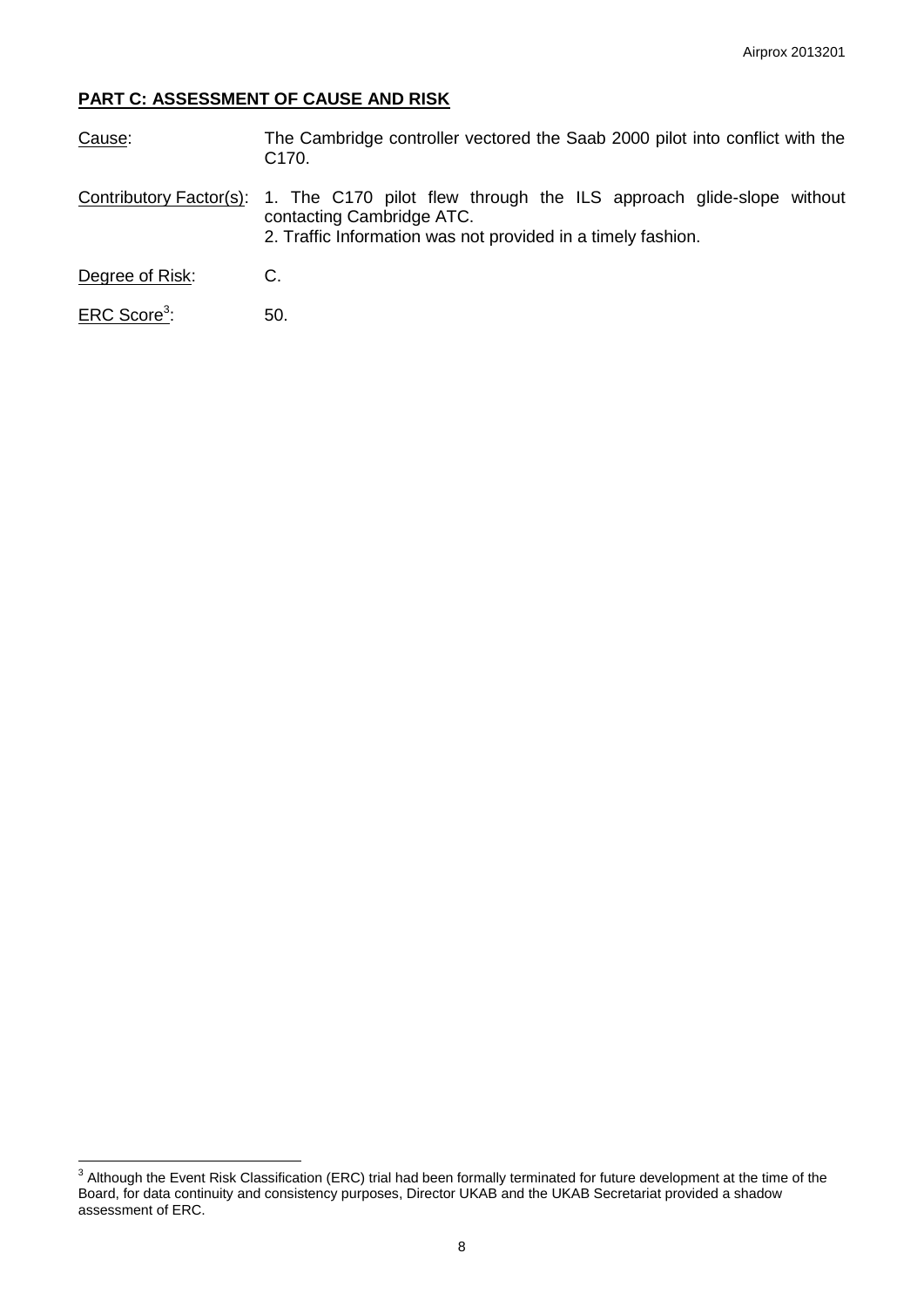**PART C: ASSESSMENT OF CAUSE AND RISK**

Cause: The Cambridge controller vectored the Saab 2000 pilot into conflict with the C170.

Contributory Factor(s):
1. The C170 pilot flew through the ILS approach glide-slope without contacting Cambridge ATC.
2. Traffic Information was not provided in a timely fashion.

Degree of Risk: C.

ERC Score[3]: 50.

---

[3] Although the Event Risk Classification (ERC) trial had been formally terminated for future development at the time of the Board, for data continuity and consistency purposes, Director UKAB and the UKAB Secretariat provided a shadow assessment of ERC.